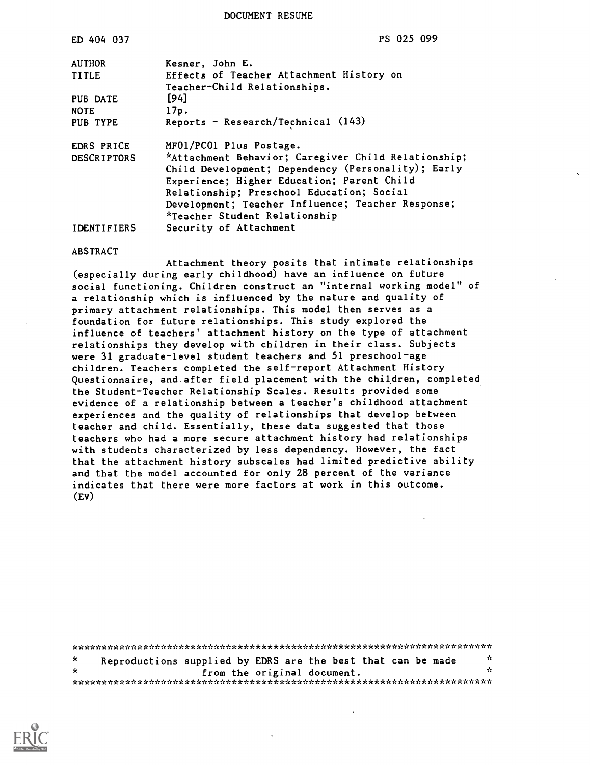DOCUMENT RESUME

| | |
|---|---|
| ED 404 037 | PS 025 099 |
| AUTHOR | Kesner, John E. |
| TITLE | Effects of Teacher Attachment History on Teacher-Child Relationships. |
| PUB DATE | [94] |
| NOTE | 17p. |
| PUB TYPE | Reports - Research/Technical (143) |
| EDRS PRICE | MF01/PC01 Plus Postage. |
| DESCRIPTORS | *Attachment Behavior; Caregiver Child Relationship; Child Development; Dependency (Personality); Early Experience; Higher Education; Parent Child Relationship; Preschool Education; Social Development; Teacher Influence; Teacher Response; *Teacher Student Relationship |
| IDENTIFIERS | Security of Attachment |

ABSTRACT

Attachment theory posits that intimate relationships (especially during early childhood) have an influence on future social functioning. Children construct an "internal working model" of a relationship which is influenced by the nature and quality of primary attachment relationships. This model then serves as a foundation for future relationships. This study explored the influence of teachers' attachment history on the type of attachment relationships they develop with children in their class. Subjects were 31 graduate-level student teachers and 51 preschool-age children. Teachers completed the self-report Attachment History Questionnaire, and after field placement with the children, completed the Student-Teacher Relationship Scales. Results provided some evidence of a relationship between a teacher's childhood attachment experiences and the quality of relationships that develop between teacher and child. Essentially, these data suggested that those teachers who had a more secure attachment history had relationships with students characterized by less dependency. However, the fact that the attachment history subscales had limited predictive ability and that the model accounted for only 28 percent of the variance indicates that there were more factors at work in this outcome. (EV)

***********************************************************************
* Reproductions supplied by EDRS are the best that can be made *
* from the original document. *
***********************************************************************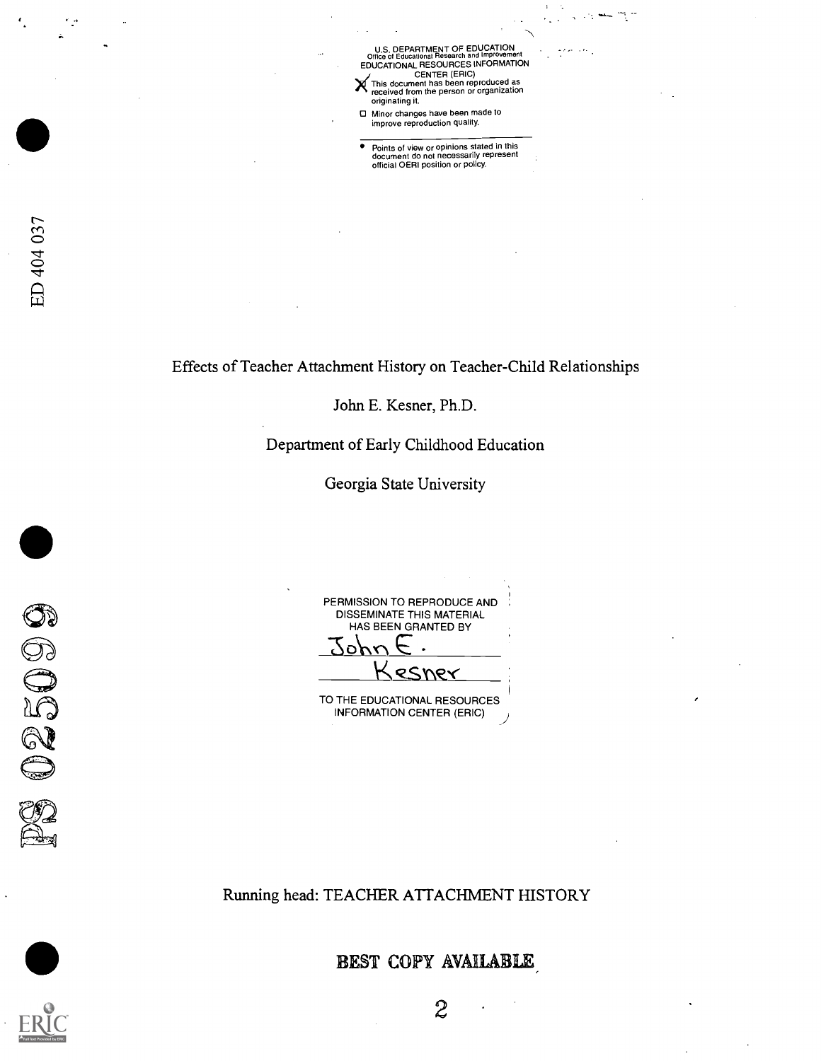U.S. DEPARTMENT OF EDUCATION
Office of Educational Research and Improvement
EDUCATIONAL RESOURCES INFORMATION CENTER (ERIC)

- [X] This document has been reproduced as received from the person or organization originating it.
- [ ] Minor changes have been made to improve reproduction quality.

- Points of view or opinions stated in this document do not necessarily represent official OERI position or policy.

ED 404 037

# Effects of Teacher Attachment History on Teacher-Child Relationships

John E. Kesner, Ph.D.

Department of Early Childhood Education

Georgia State University

PERMISSION TO REPRODUCE AND DISSEMINATE THIS MATERIAL HAS BEEN GRANTED BY

John E. Kesner

TO THE EDUCATIONAL RESOURCES INFORMATION CENTER (ERIC)

PS 025099

Running head: TEACHER ATTACHMENT HISTORY

BEST COPY AVAILABLE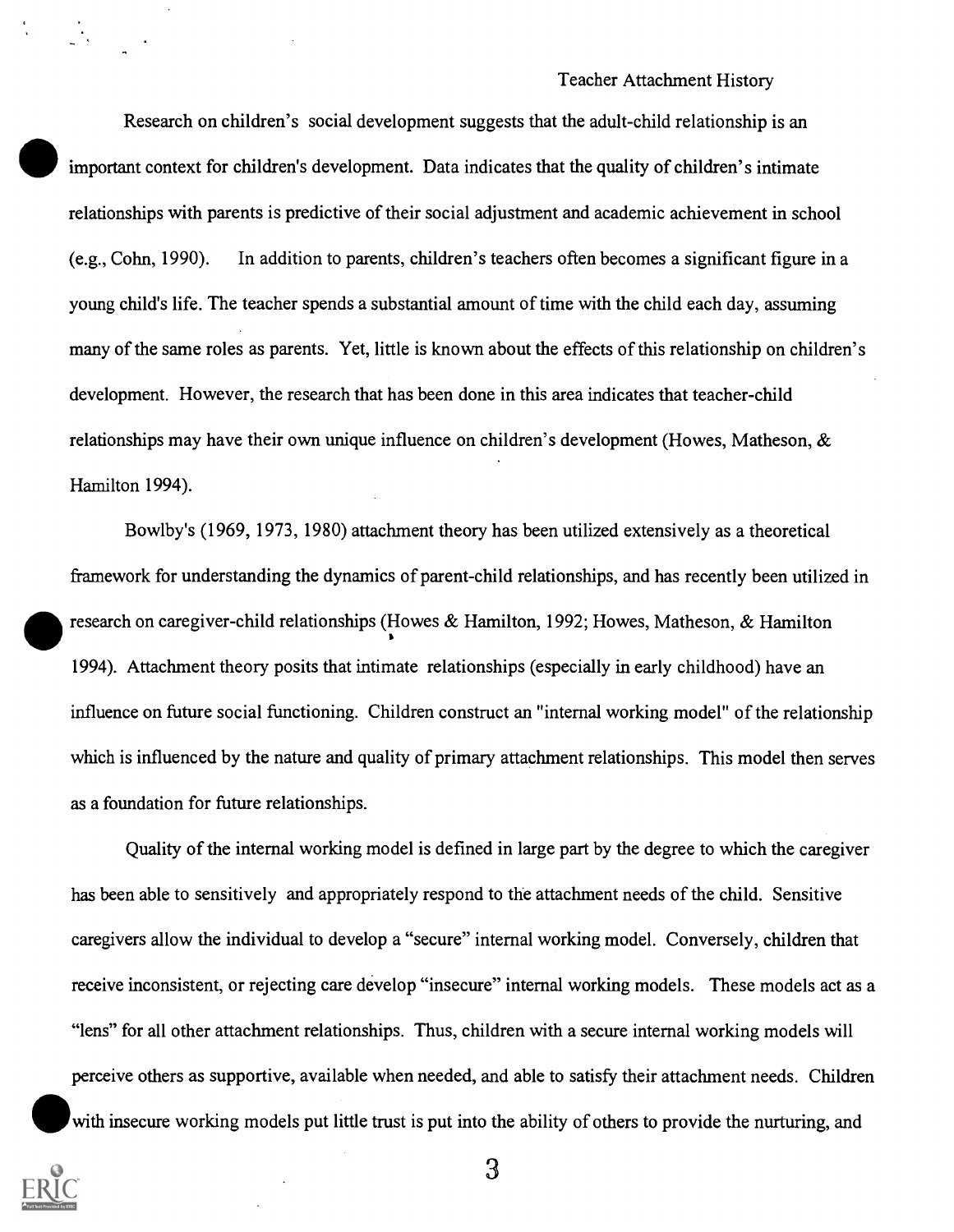Research on children's social development suggests that the adult-child relationship is an important context for children's development. Data indicates that the quality of children's intimate relationships with parents is predictive of their social adjustment and academic achievement in school (e.g., Cohn, 1990). In addition to parents, children's teachers often becomes a significant figure in a young child's life. The teacher spends a substantial amount of time with the child each day, assuming many of the same roles as parents. Yet, little is known about the effects of this relationship on children's development. However, the research that has been done in this area indicates that teacher-child relationships may have their own unique influence on children's development (Howes, Matheson, & Hamilton 1994).

Bowlby's (1969, 1973, 1980) attachment theory has been utilized extensively as a theoretical framework for understanding the dynamics of parent-child relationships, and has recently been utilized in research on caregiver-child relationships (Howes & Hamilton, 1992; Howes, Matheson, & Hamilton 1994). Attachment theory posits that intimate relationships (especially in early childhood) have an influence on future social functioning. Children construct an "internal working model" of the relationship which is influenced by the nature and quality of primary attachment relationships. This model then serves as a foundation for future relationships.

Quality of the internal working model is defined in large part by the degree to which the caregiver has been able to sensitively and appropriately respond to the attachment needs of the child. Sensitive caregivers allow the individual to develop a "secure" internal working model. Conversely, children that receive inconsistent, or rejecting care develop "insecure" internal working models. These models act as a "lens" for all other attachment relationships. Thus, children with a secure internal working models will perceive others as supportive, available when needed, and able to satisfy their attachment needs. Children with insecure working models put little trust is put into the ability of others to provide the nurturing, and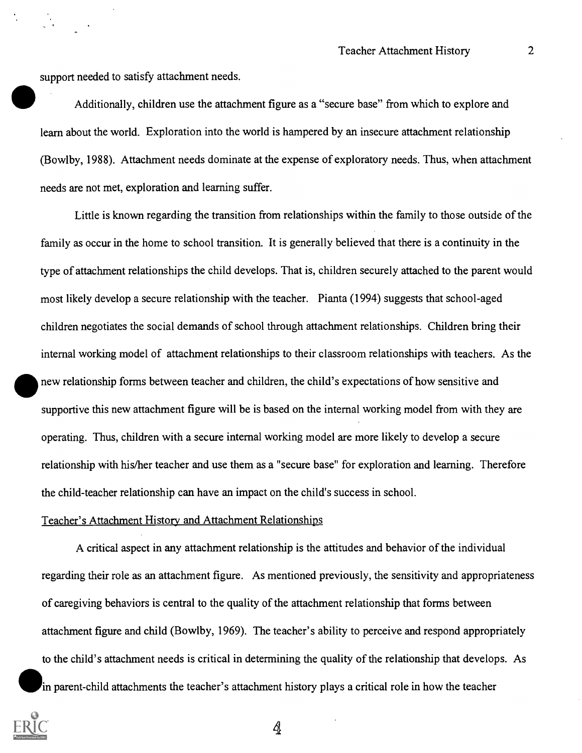support needed to satisfy attachment needs.

Additionally, children use the attachment figure as a "secure base" from which to explore and learn about the world. Exploration into the world is hampered by an insecure attachment relationship (Bowlby, 1988). Attachment needs dominate at the expense of exploratory needs. Thus, when attachment needs are not met, exploration and learning suffer.

Little is known regarding the transition from relationships within the family to those outside of the family as occur in the home to school transition. It is generally believed that there is a continuity in the type of attachment relationships the child develops. That is, children securely attached to the parent would most likely develop a secure relationship with the teacher. Pianta (1994) suggests that school-aged children negotiates the social demands of school through attachment relationships. Children bring their internal working model of attachment relationships to their classroom relationships with teachers. As the new relationship forms between teacher and children, the child's expectations of how sensitive and supportive this new attachment figure will be is based on the internal working model from with they are operating. Thus, children with a secure internal working model are more likely to develop a secure relationship with his/her teacher and use them as a "secure base" for exploration and learning. Therefore the child-teacher relationship can have an impact on the child's success in school.

Teacher's Attachment History and Attachment Relationships

A critical aspect in any attachment relationship is the attitudes and behavior of the individual regarding their role as an attachment figure. As mentioned previously, the sensitivity and appropriateness of caregiving behaviors is central to the quality of the attachment relationship that forms between attachment figure and child (Bowlby, 1969). The teacher's ability to perceive and respond appropriately to the child's attachment needs is critical in determining the quality of the relationship that develops. As in parent-child attachments the teacher's attachment history plays a critical role in how the teacher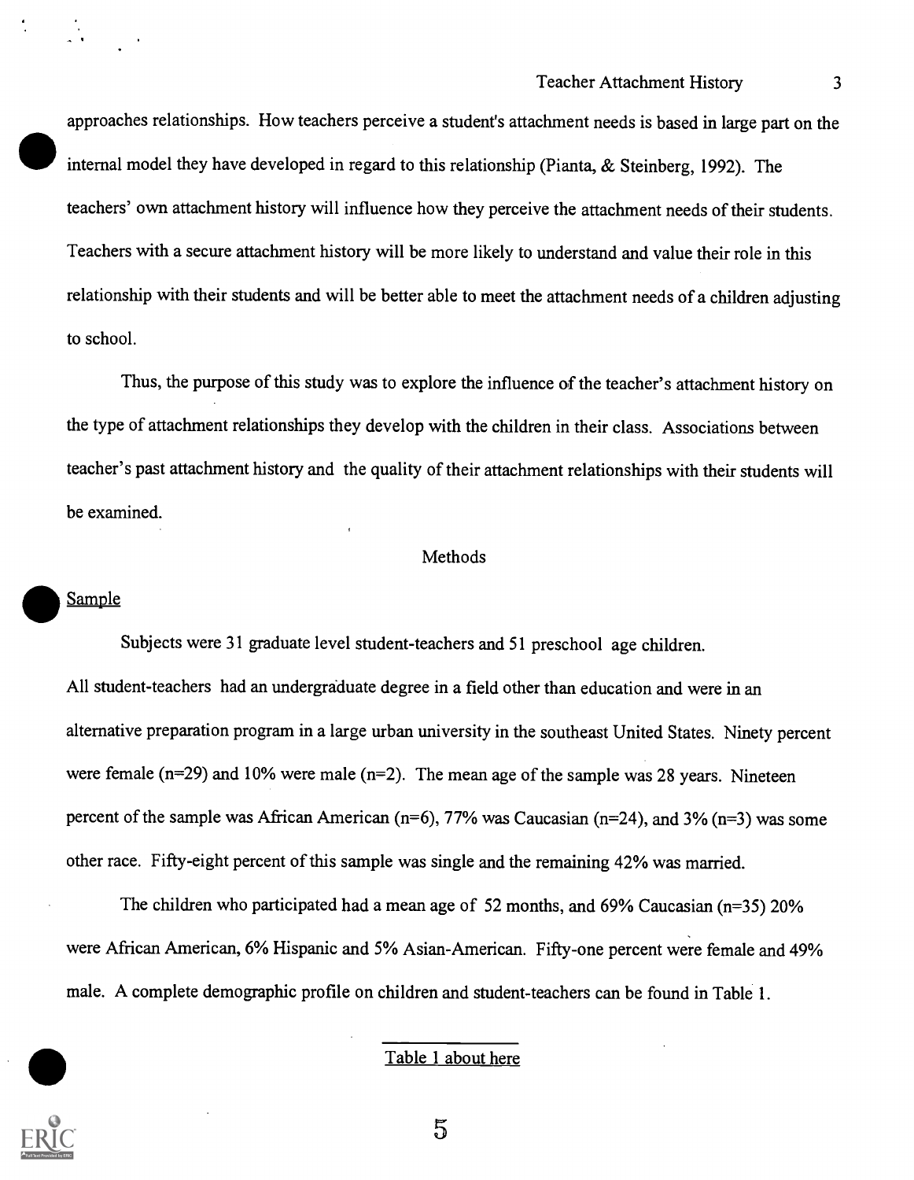approaches relationships. How teachers perceive a student's attachment needs is based in large part on the internal model they have developed in regard to this relationship (Pianta, & Steinberg, 1992). The teachers' own attachment history will influence how they perceive the attachment needs of their students. Teachers with a secure attachment history will be more likely to understand and value their role in this relationship with their students and will be better able to meet the attachment needs of a children adjusting to school.

Thus, the purpose of this study was to explore the influence of the teacher's attachment history on the type of attachment relationships they develop with the children in their class. Associations between teacher's past attachment history and the quality of their attachment relationships with their students will be examined.

## Methods

### Sample

Subjects were 31 graduate level student-teachers and 51 preschool age children. All student-teachers had an undergraduate degree in a field other than education and were in an alternative preparation program in a large urban university in the southeast United States. Ninety percent were female (n=29) and 10% were male (n=2). The mean age of the sample was 28 years. Nineteen percent of the sample was African American (n=6), 77% was Caucasian (n=24), and 3% (n=3) was some other race. Fifty-eight percent of this sample was single and the remaining 42% was married.

The children who participated had a mean age of 52 months, and 69% Caucasian (n=35) 20% were African American, 6% Hispanic and 5% Asian-American. Fifty-one percent were female and 49% male. A complete demographic profile on children and student-teachers can be found in Table 1.

Table 1 about here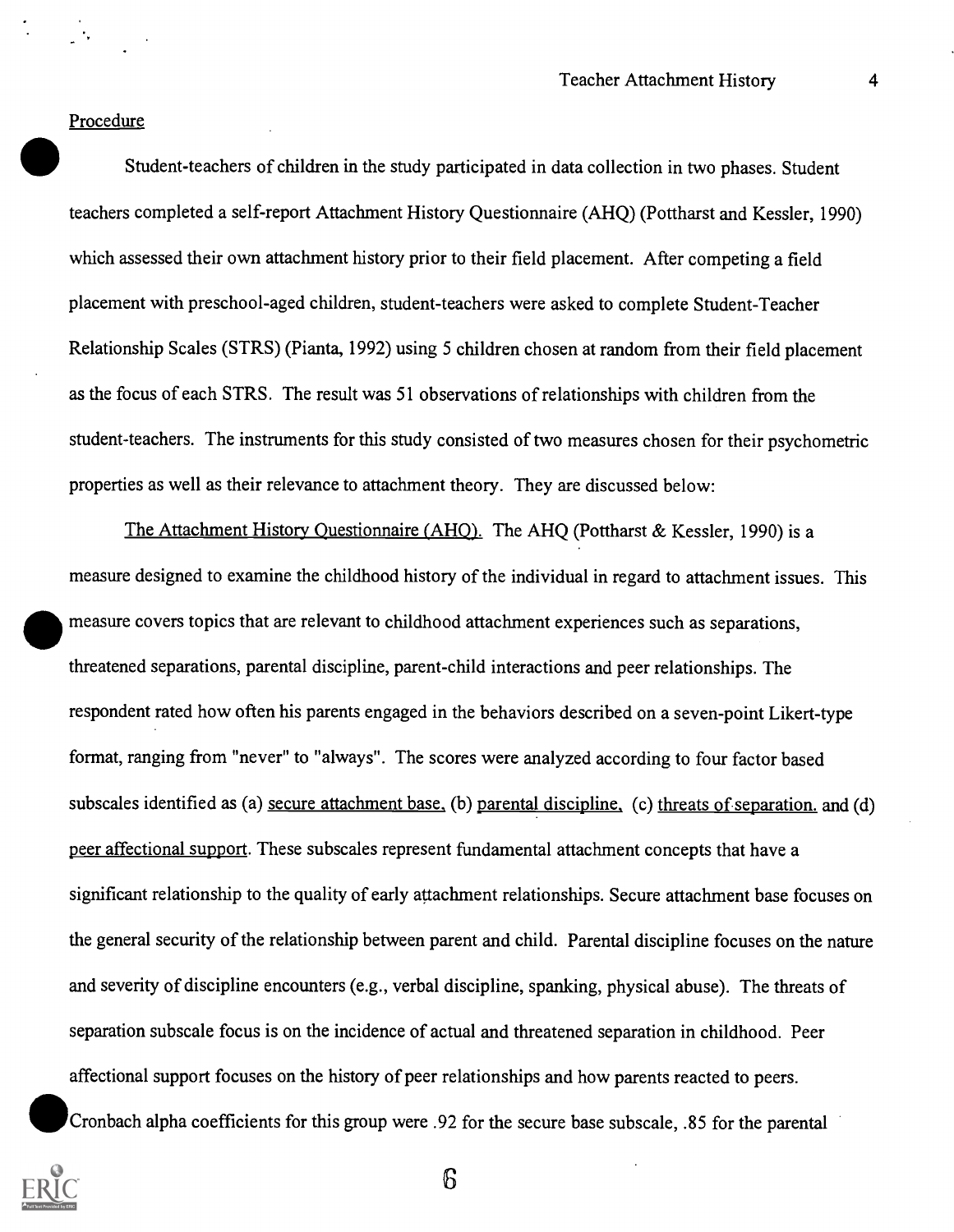Procedure

Student-teachers of children in the study participated in data collection in two phases. Student teachers completed a self-report Attachment History Questionnaire (AHQ) (Pottharst and Kessler, 1990) which assessed their own attachment history prior to their field placement. After competing a field placement with preschool-aged children, student-teachers were asked to complete Student-Teacher Relationship Scales (STRS) (Pianta, 1992) using 5 children chosen at random from their field placement as the focus of each STRS. The result was 51 observations of relationships with children from the student-teachers. The instruments for this study consisted of two measures chosen for their psychometric properties as well as their relevance to attachment theory. They are discussed below:

The Attachment History Questionnaire (AHQ). The AHQ (Pottharst & Kessler, 1990) is a measure designed to examine the childhood history of the individual in regard to attachment issues. This measure covers topics that are relevant to childhood attachment experiences such as separations, threatened separations, parental discipline, parent-child interactions and peer relationships. The respondent rated how often his parents engaged in the behaviors described on a seven-point Likert-type format, ranging from "never" to "always". The scores were analyzed according to four factor based subscales identified as (a) secure attachment base, (b) parental discipline, (c) threats of separation, and (d) peer affectional support. These subscales represent fundamental attachment concepts that have a significant relationship to the quality of early attachment relationships. Secure attachment base focuses on the general security of the relationship between parent and child. Parental discipline focuses on the nature and severity of discipline encounters (e.g., verbal discipline, spanking, physical abuse). The threats of separation subscale focus is on the incidence of actual and threatened separation in childhood. Peer affectional support focuses on the history of peer relationships and how parents reacted to peers. Cronbach alpha coefficients for this group were .92 for the secure base subscale, .85 for the parental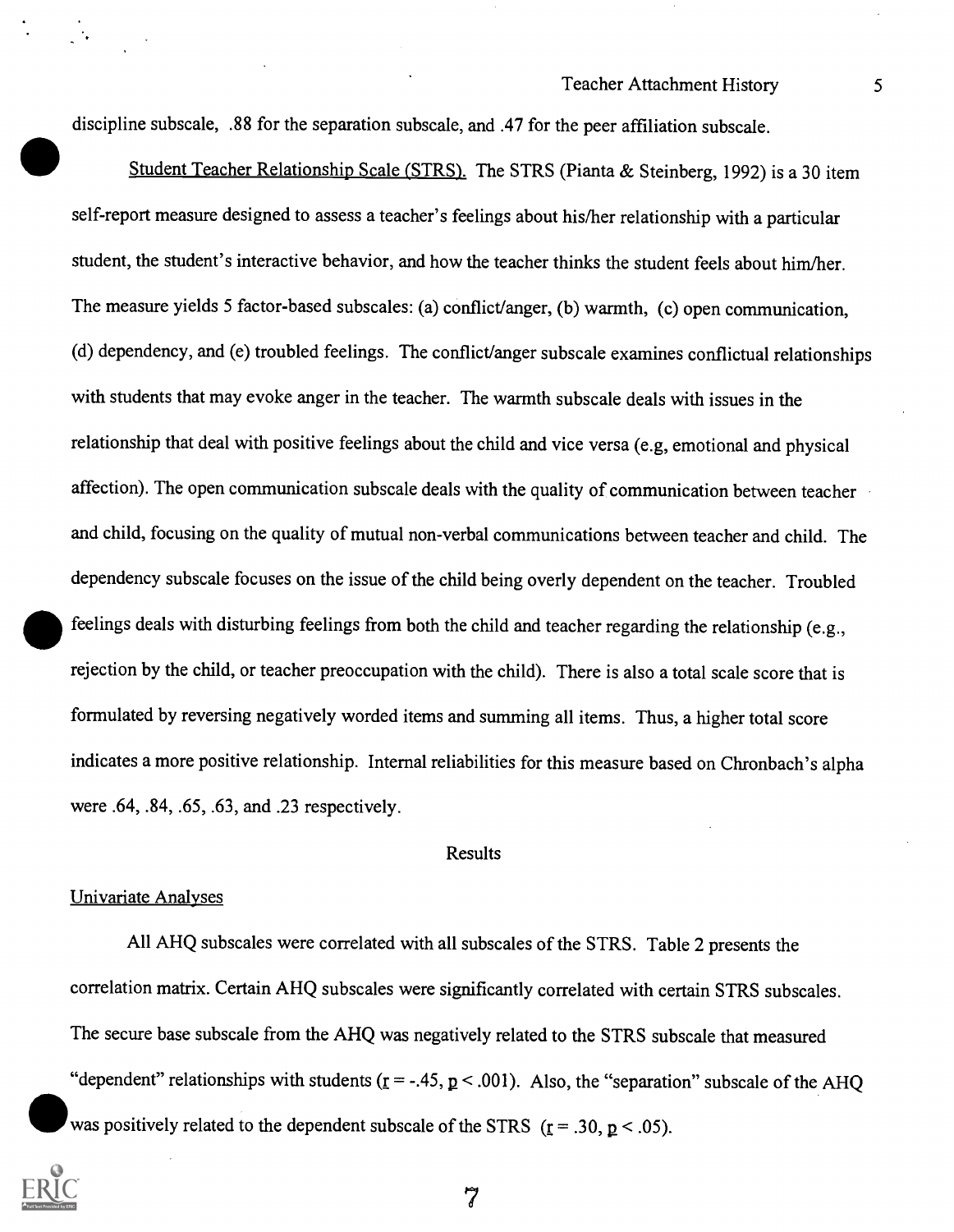discipline subscale, .88 for the separation subscale, and .47 for the peer affiliation subscale.

Student Teacher Relationship Scale (STRS). The STRS (Pianta & Steinberg, 1992) is a 30 item self-report measure designed to assess a teacher's feelings about his/her relationship with a particular student, the student's interactive behavior, and how the teacher thinks the student feels about him/her. The measure yields 5 factor-based subscales: (a) conflict/anger, (b) warmth, (c) open communication, (d) dependency, and (e) troubled feelings. The conflict/anger subscale examines conflictual relationships with students that may evoke anger in the teacher. The warmth subscale deals with issues in the relationship that deal with positive feelings about the child and vice versa (e.g, emotional and physical affection). The open communication subscale deals with the quality of communication between teacher and child, focusing on the quality of mutual non-verbal communications between teacher and child. The dependency subscale focuses on the issue of the child being overly dependent on the teacher. Troubled feelings deals with disturbing feelings from both the child and teacher regarding the relationship (e.g., rejection by the child, or teacher preoccupation with the child). There is also a total scale score that is formulated by reversing negatively worded items and summing all items. Thus, a higher total score indicates a more positive relationship. Internal reliabilities for this measure based on Chronbach's alpha were .64, .84, .65, .63, and .23 respectively.

## Results

### Univariate Analyses

All AHQ subscales were correlated with all subscales of the STRS. Table 2 presents the correlation matrix. Certain AHQ subscales were significantly correlated with certain STRS subscales. The secure base subscale from the AHQ was negatively related to the STRS subscale that measured "dependent" relationships with students ($r = -.45$, $p < .001$). Also, the "separation" subscale of the AHQ was positively related to the dependent subscale of the STRS ($r = .30$, $p < .05$).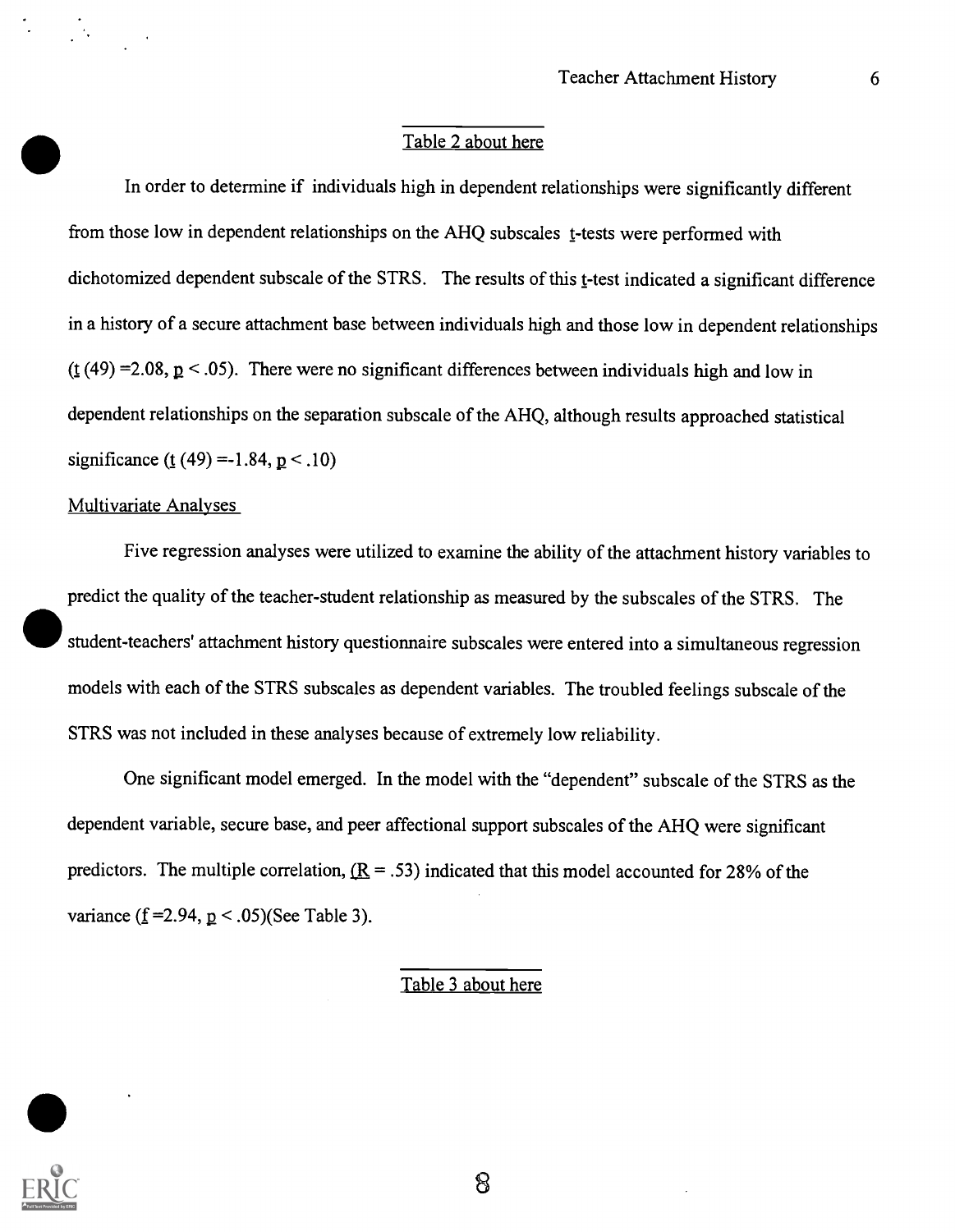Table 2 about here

In order to determine if individuals high in dependent relationships were significantly different from those low in dependent relationships on the AHQ subscales t-tests were performed with dichotomized dependent subscale of the STRS. The results of this t-test indicated a significant difference in a history of a secure attachment base between individuals high and those low in dependent relationships ($t\,(49) = 2.08$, $p < .05$). There were no significant differences between individuals high and low in dependent relationships on the separation subscale of the AHQ, although results approached statistical significance ($t\,(49) = -1.84$, $p < .10$)

## Multivariate Analyses

Five regression analyses were utilized to examine the ability of the attachment history variables to predict the quality of the teacher-student relationship as measured by the subscales of the STRS. The student-teachers' attachment history questionnaire subscales were entered into a simultaneous regression models with each of the STRS subscales as dependent variables. The troubled feelings subscale of the STRS was not included in these analyses because of extremely low reliability.

One significant model emerged. In the model with the "dependent" subscale of the STRS as the dependent variable, secure base, and peer affectional support subscales of the AHQ were significant predictors. The multiple correlation, ($R = .53$) indicated that this model accounted for 28% of the variance ($f = 2.94$, $p < .05$)(See Table 3).

Table 3 about here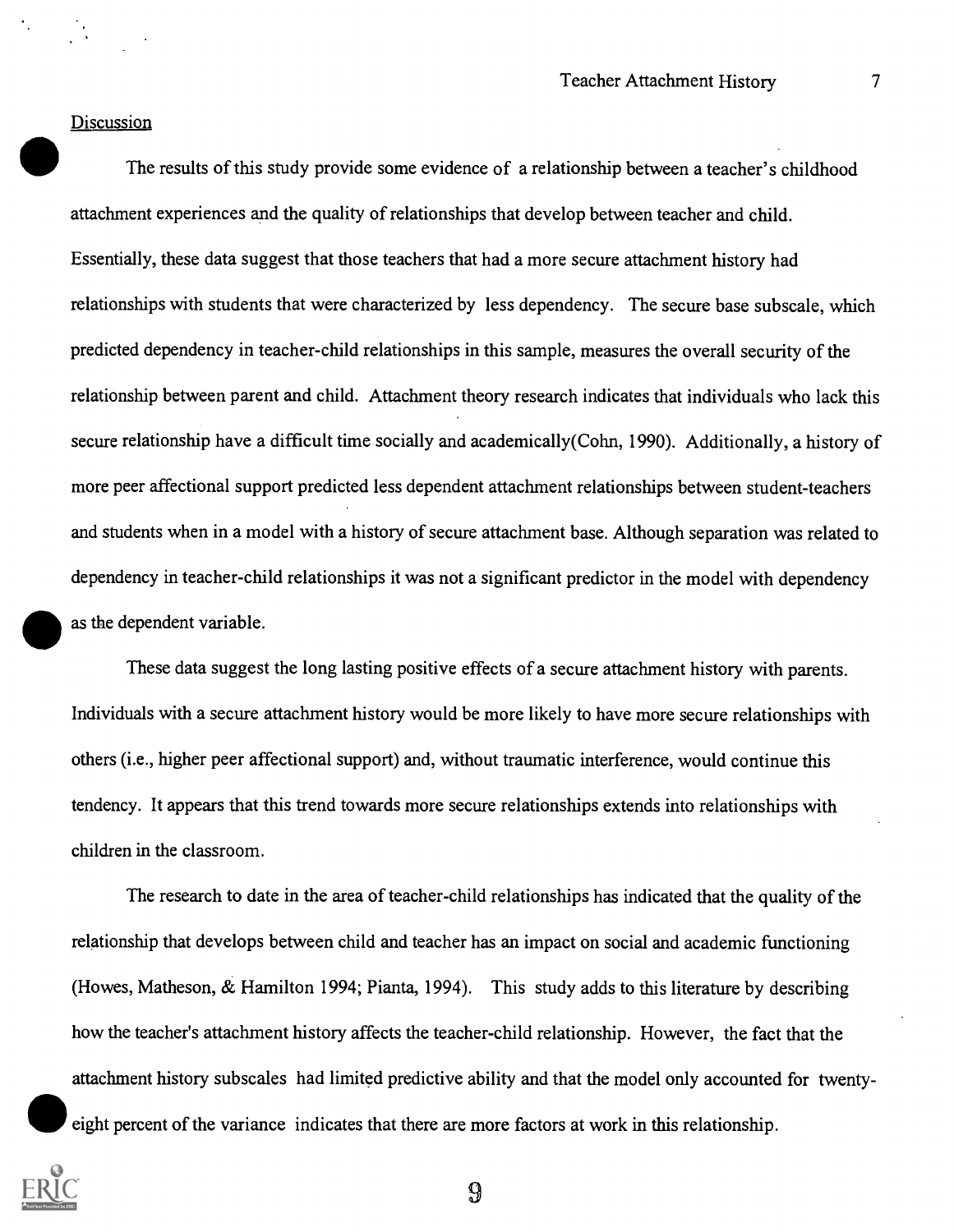## Discussion

The results of this study provide some evidence of a relationship between a teacher's childhood attachment experiences and the quality of relationships that develop between teacher and child. Essentially, these data suggest that those teachers that had a more secure attachment history had relationships with students that were characterized by less dependency. The secure base subscale, which predicted dependency in teacher-child relationships in this sample, measures the overall security of the relationship between parent and child. Attachment theory research indicates that individuals who lack this secure relationship have a difficult time socially and academically(Cohn, 1990). Additionally, a history of more peer affectional support predicted less dependent attachment relationships between student-teachers and students when in a model with a history of secure attachment base. Although separation was related to dependency in teacher-child relationships it was not a significant predictor in the model with dependency as the dependent variable.

These data suggest the long lasting positive effects of a secure attachment history with parents. Individuals with a secure attachment history would be more likely to have more secure relationships with others (i.e., higher peer affectional support) and, without traumatic interference, would continue this tendency. It appears that this trend towards more secure relationships extends into relationships with children in the classroom.

The research to date in the area of teacher-child relationships has indicated that the quality of the relationship that develops between child and teacher has an impact on social and academic functioning (Howes, Matheson, & Hamilton 1994; Pianta, 1994). This study adds to this literature by describing how the teacher's attachment history affects the teacher-child relationship. However, the fact that the attachment history subscales had limited predictive ability and that the model only accounted for twenty-eight percent of the variance indicates that there are more factors at work in this relationship.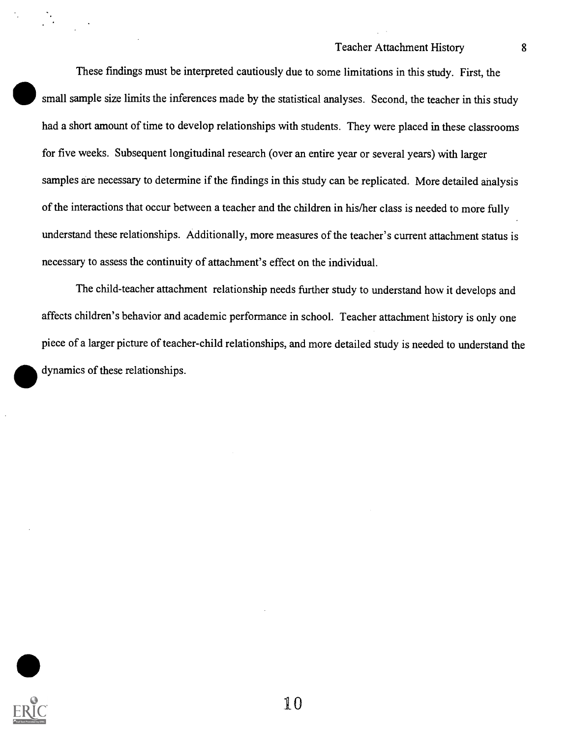These findings must be interpreted cautiously due to some limitations in this study. First, the small sample size limits the inferences made by the statistical analyses. Second, the teacher in this study had a short amount of time to develop relationships with students. They were placed in these classrooms for five weeks. Subsequent longitudinal research (over an entire year or several years) with larger samples are necessary to determine if the findings in this study can be replicated. More detailed analysis of the interactions that occur between a teacher and the children in his/her class is needed to more fully understand these relationships. Additionally, more measures of the teacher's current attachment status is necessary to assess the continuity of attachment's effect on the individual.

The child-teacher attachment relationship needs further study to understand how it develops and affects children's behavior and academic performance in school. Teacher attachment history is only one piece of a larger picture of teacher-child relationships, and more detailed study is needed to understand the dynamics of these relationships.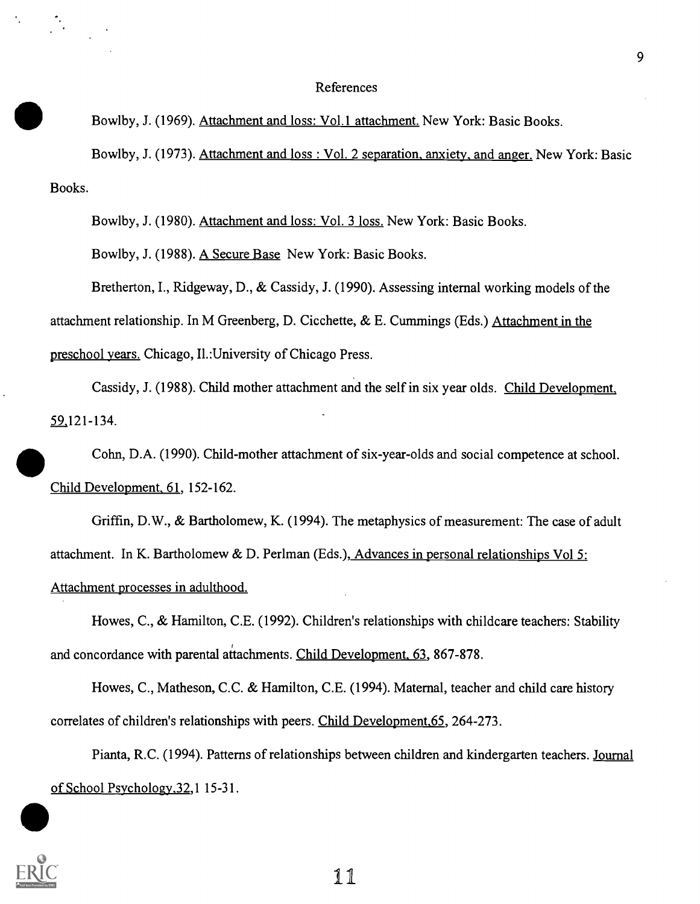# References

Bowlby, J. (1969). Attachment and loss: Vol.1 attachment. New York: Basic Books.

Bowlby, J. (1973). Attachment and loss : Vol. 2 separation, anxiety, and anger. New York: Basic Books.

Bowlby, J. (1980). Attachment and loss: Vol. 3 loss. New York: Basic Books.

Bowlby, J. (1988). A Secure Base New York: Basic Books.

Bretherton, I., Ridgeway, D., & Cassidy, J. (1990). Assessing internal working models of the attachment relationship. In M Greenberg, D. Cicchette, & E. Cummings (Eds.) Attachment in the preschool years. Chicago, Il.:University of Chicago Press.

Cassidy, J. (1988). Child mother attachment and the self in six year olds. Child Development, 59,121-134.

Cohn, D.A. (1990). Child-mother attachment of six-year-olds and social competence at school. Child Development, 61, 152-162.

Griffin, D.W., & Bartholomew, K. (1994). The metaphysics of measurement: The case of adult attachment. In K. Bartholomew & D. Perlman (Eds.), Advances in personal relationships Vol 5: Attachment processes in adulthood.

Howes, C., & Hamilton, C.E. (1992). Children's relationships with childcare teachers: Stability and concordance with parental attachments. Child Development, 63, 867-878.

Howes, C., Matheson, C.C. & Hamilton, C.E. (1994). Maternal, teacher and child care history correlates of children's relationships with peers. Child Development,65, 264-273.

Pianta, R.C. (1994). Patterns of relationships between children and kindergarten teachers. Journal of School Psychology,32,1 15-31.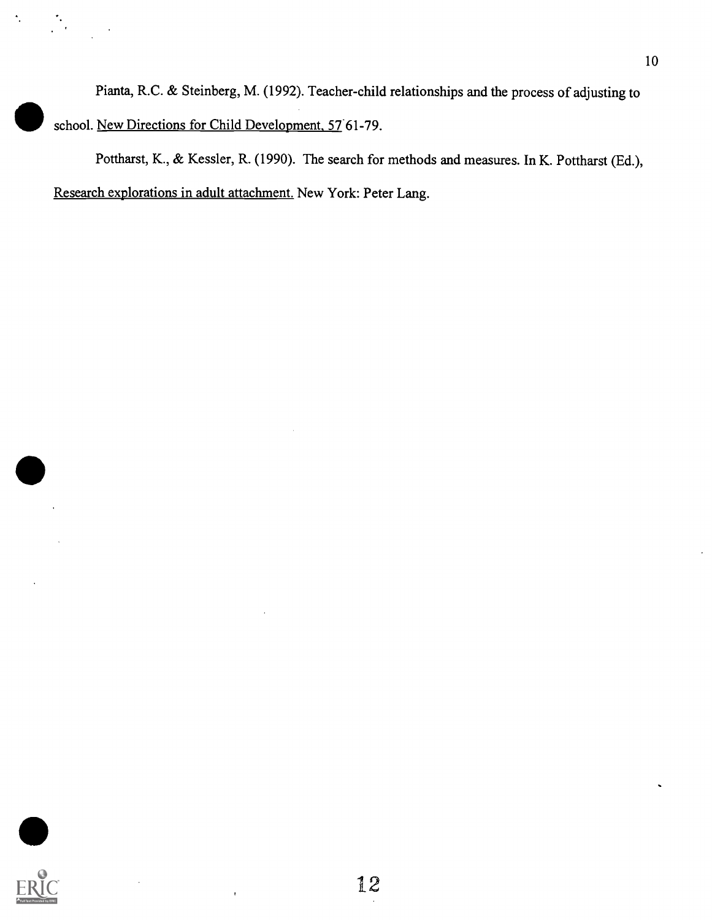Pianta, R.C. & Steinberg, M. (1992). Teacher-child relationships and the process of adjusting to school. New Directions for Child Development, 57 61-79.

Pottharst, K., & Kessler, R. (1990). The search for methods and measures. In K. Pottharst (Ed.), Research explorations in adult attachment. New York: Peter Lang.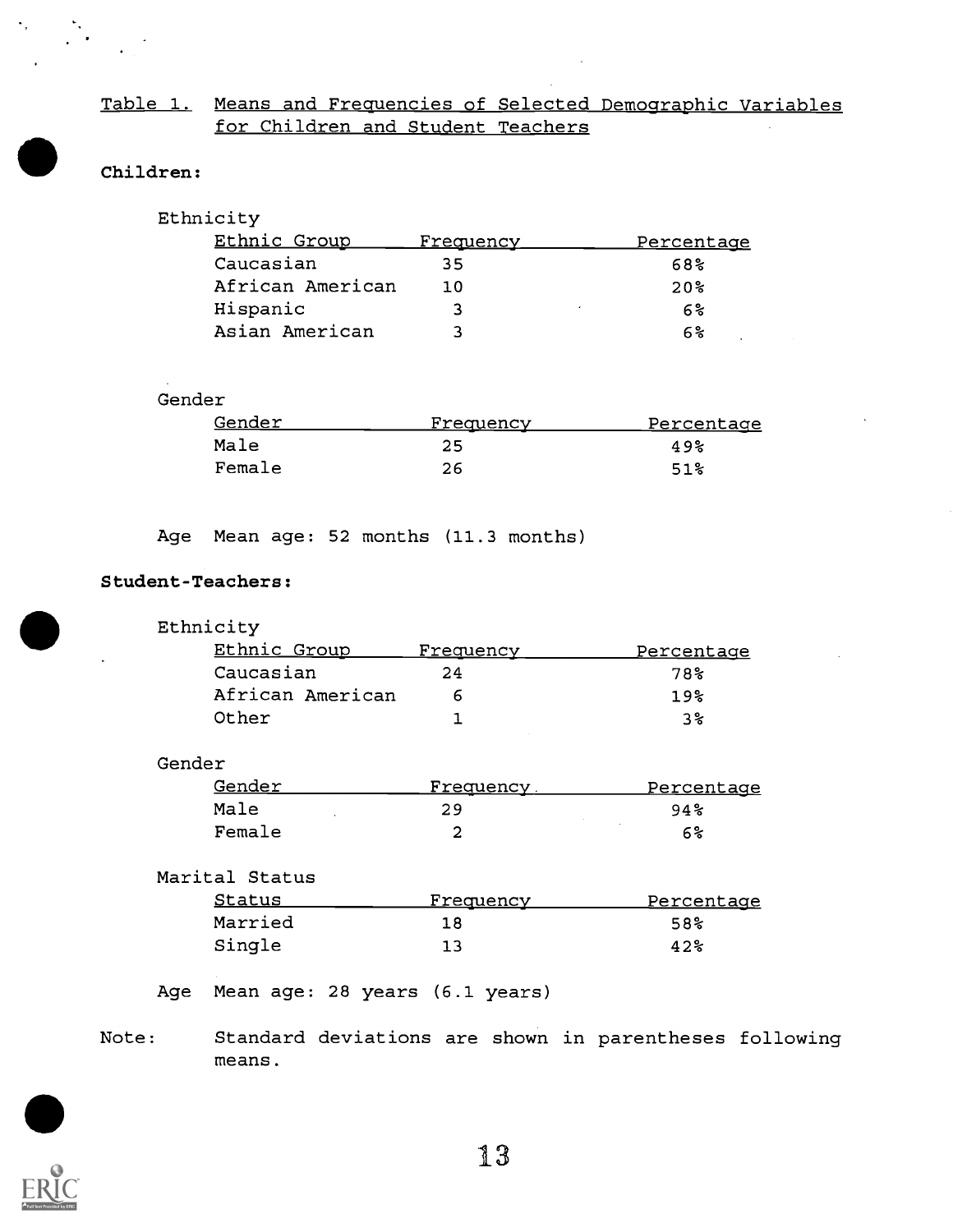Table 1. Means and Frequencies of Selected Demographic Variables for Children and Student Teachers

**Children:**

Ethnicity

| Ethnic Group | Frequency | Percentage |
|---|---|---|
| Caucasian | 35 | 68% |
| African American | 10 | 20% |
| Hispanic | 3 | 6% |
| Asian American | 3 | 6% |

Gender

| Gender | Frequency | Percentage |
|---|---|---|
| Male | 25 | 49% |
| Female | 26 | 51% |

Age Mean age: 52 months (11.3 months)

**Student-Teachers:**

Ethnicity

| Ethnic Group | Frequency | Percentage |
|---|---|---|
| Caucasian | 24 | 78% |
| African American | 6 | 19% |
| Other | 1 | 3% |

Gender

| Gender | Frequency | Percentage |
|---|---|---|
| Male | 29 | 94% |
| Female | 2 | 6% |

Marital Status

| Status | Frequency | Percentage |
|---|---|---|
| Married | 18 | 58% |
| Single | 13 | 42% |

Age Mean age: 28 years (6.1 years)

Note: Standard deviations are shown in parentheses following means.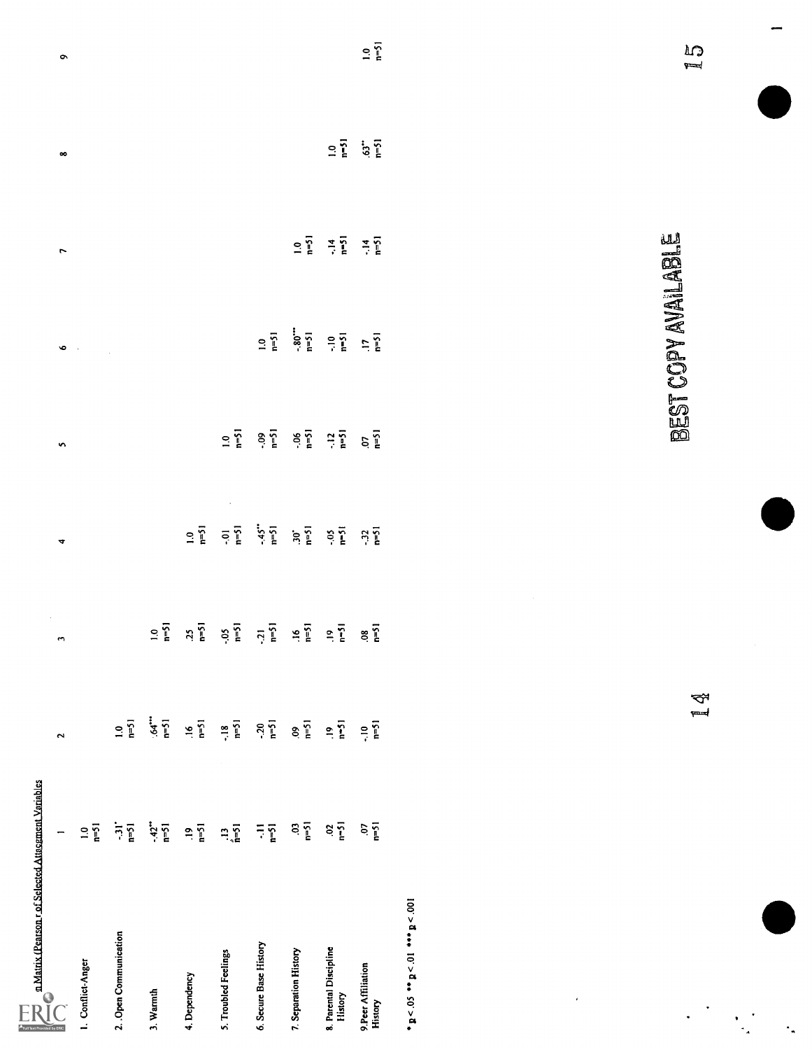n Matrix (Pearson r of Selected Attachment Variables

| | 1 | 2 | 3 | 4 | 5 | 6 | 7 | 8 | 9 |
|---|---|---|---|---|---|---|---|---|---|
| 1. Conflict-Anger | 1.0<br>n=51 | | | | | | | | |
| 2. Open Communication | -.31*<br>n=51 | 1.0<br>n=51 | | | | | | | |
| 3. Warmth | -.42**<br>n=51 | .64***<br>n=51 | 1.0<br>n=51 | | | | | | |
| 4. Dependency | .19<br>n=51 | .16<br>n=51 | .25<br>n=51 | 1.0<br>n=51 | | | | | |
| 5. Troubled Feelings | .13<br>n=51 | -.18<br>n=51 | -.05<br>n=51 | -.01<br>n=51 | 1.0<br>n=51 | | | | |
| 6. Secure Base History | -.11<br>n=51 | -.20<br>n=51 | -.21<br>n=51 | -.45**<br>n=51 | -.09<br>n=51 | 1.0<br>n=51 | | | |
| 7. Separation History | .03<br>n=51 | .09<br>n=51 | .16<br>n=51 | .30*<br>n=51 | -.06<br>n=51 | -.80***<br>n=51 | 1.0<br>n=51 | | |
| 8. Parental Discipline History | .02<br>n=51 | .19<br>n=51 | .19<br>n=51 | -.05<br>n=51 | -.12<br>n=51 | -.10<br>n=51 | -.14<br>n=51 | 1.0<br>n=51 | |
| 9. Peer Affiliation History | .07<br>n=51 | -.10<br>n=51 | .08<br>n=51 | -.32<br>n=51 | .07<br>n=51 | .17<br>n=51 | -.14<br>n=51 | .63**<br>n=51 | 1.0<br>n=51 |

* $p < .05$ ** $p < .01$ *** $p < .001$

BEST COPY AVAILABLE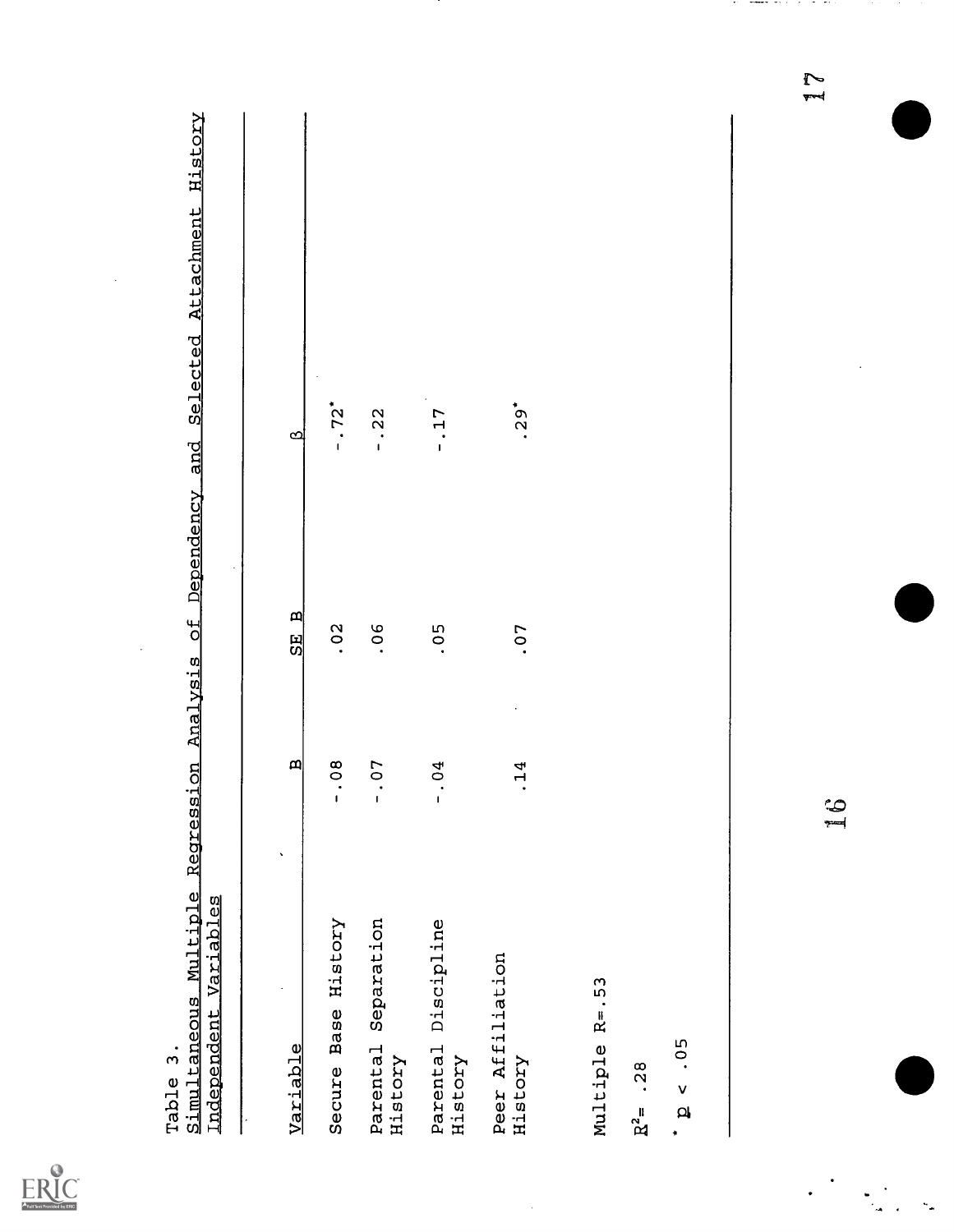Table 3.
Simultaneous Multiple Regression Analysis of Dependency and Selected Attachment History Independent Variables

| Variable | B | SE B | ß |
|---|---|---|---|
| Secure Base History | -.08 | .02 | -.72* |
| Parental Separation History | -.07 | .06 | -.22 |
| Parental Discipline History | -.04 | .05 | -.17 |
| Peer Affiliation History | .14 | .07 | .29* |

Multiple R=.53

$R^2$= .28

* $p < .05$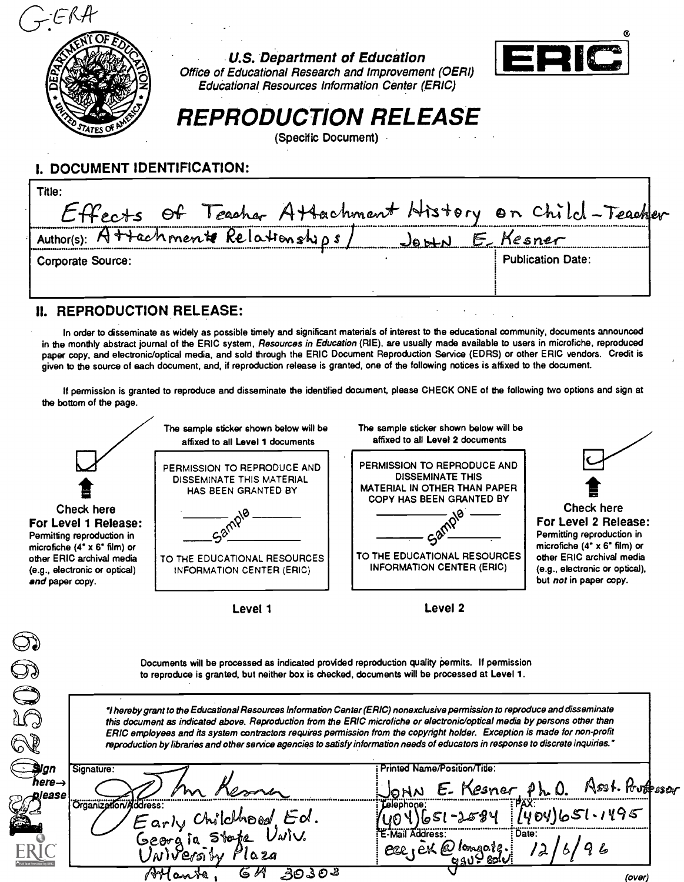G-ERA

U.S. Department of Education
Office of Educational Research and Improvement (OERI)
Educational Resources Information Center (ERIC)

ERIC®

# REPRODUCTION RELEASE

(Specific Document)

## I. DOCUMENT IDENTIFICATION:

Title: Effects of Teacher Attachment History on Child-Teacher Attachment Relationships

Author(s): John E. Kesner

Corporate Source:

Publication Date:

## II. REPRODUCTION RELEASE:

In order to disseminate as widely as possible timely and significant materials of interest to the educational community, documents announced in the monthly abstract journal of the ERIC system, *Resources in Education* (RIE), are usually made available to users in microfiche, reproduced paper copy, and electronic/optical media, and sold through the ERIC Document Reproduction Service (EDRS) or other ERIC vendors. Credit is given to the source of each document, and, if reproduction release is granted, one of the following notices is affixed to the document.

If permission is granted to reproduce and disseminate the identified document, please CHECK ONE of the following two options and sign at the bottom of the page.

| Level 1 | Level 2 |
|---|---|
| The sample sticker shown below will be affixed to all Level 1 documents | The sample sticker shown below will be affixed to all Level 2 documents |
| PERMISSION TO REPRODUCE AND DISSEMINATE THIS MATERIAL HAS BEEN GRANTED BY ___ Sample ___ TO THE EDUCATIONAL RESOURCES INFORMATION CENTER (ERIC) | PERMISSION TO REPRODUCE AND DISSEMINATE THIS MATERIAL IN OTHER THAN PAPER COPY HAS BEEN GRANTED BY ___ Sample ___ TO THE EDUCATIONAL RESOURCES INFORMATION CENTER (ERIC) |
| ☐ **Check here For Level 1 Release:** Permitting reproduction in microfiche (4" x 6" film) or other ERIC archival media (e.g., electronic or optical) *and* paper copy. | ☑ **Check here For Level 2 Release:** Permitting reproduction in microfiche (4" x 6" film) or other ERIC archival media (e.g., electronic or optical), but *not* in paper copy. |

Documents will be processed as indicated provided reproduction quality permits. If permission to reproduce is granted, but neither box is checked, documents will be processed at Level 1.

*"I hereby grant to the Educational Resources Information Center (ERIC) nonexclusive permission to reproduce and disseminate this document as indicated above. Reproduction from the ERIC microfiche or electronic/optical media by persons other than ERIC employees and its system contractors requires permission from the copyright holder. Exception is made for non-profit reproduction by libraries and other service agencies to satisfy information needs of educators in response to discrete inquiries."*

**Sign here→ please**

| Signature: John Kesner | Printed Name/Position/Title: John E. Kesner Ph.D. Asst. Professor | |
|---|---|---|
| Organization/Address: Early Childhood Ed. Georgia State Univ. University Plaza Atlanta, GA 30303 | Telephone: (404)651-2584 | FAX: (404)651-1495 |
| | E-Mail Address: eeejek@langate.gsu.edu | Date: 12/6/96 |

(over)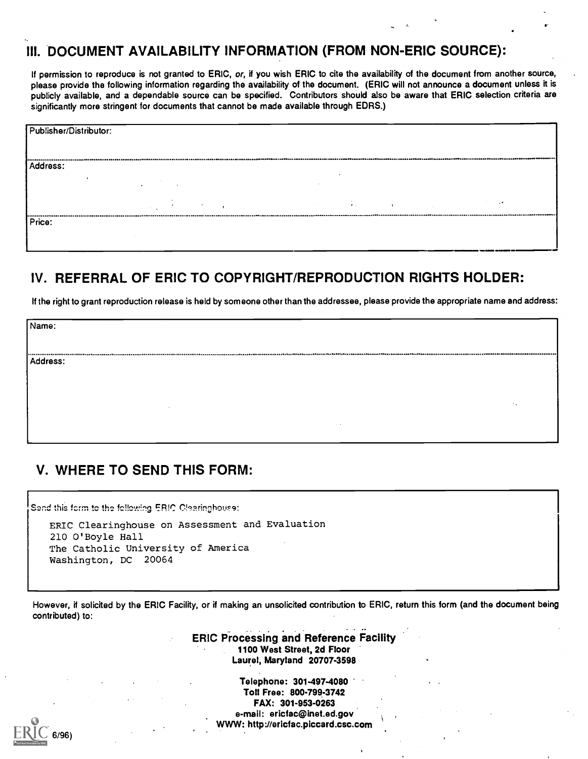## III. DOCUMENT AVAILABILITY INFORMATION (FROM NON-ERIC SOURCE):

If permission to reproduce is not granted to ERIC, *or*, if you wish ERIC to cite the availability of the document from another source, please provide the following information regarding the availability of the document. (ERIC will not announce a document unless it is publicly available, and a dependable source can be specified. Contributors should also be aware that ERIC selection criteria are significantly more stringent for documents that cannot be made available through EDRS.)

Publisher/Distributor:

Address:

Price:

## IV. REFERRAL OF ERIC TO COPYRIGHT/REPRODUCTION RIGHTS HOLDER:

If the right to grant reproduction release is held by someone other than the addressee, please provide the appropriate name and address:

Name:

Address:

## V. WHERE TO SEND THIS FORM:

Send this form to the following ERIC Clearinghouse:

ERIC Clearinghouse on Assessment and Evaluation
210 O'Boyle Hall
The Catholic University of America
Washington, DC 20064

However, if solicited by the ERIC Facility, or if making an unsolicited contribution to ERIC, return this form (and the document being contributed) to:

**ERIC Processing and Reference Facility**
**1100 West Street, 2d Floor**
**Laurel, Maryland 20707-3598**

**Telephone: 301-497-4080**
**Toll Free: 800-799-3742**
**FAX: 301-953-0263**
**e-mail: ericfac@inet.ed.gov**
**WWW: http://ericfac.piccard.csc.com**

6/96)